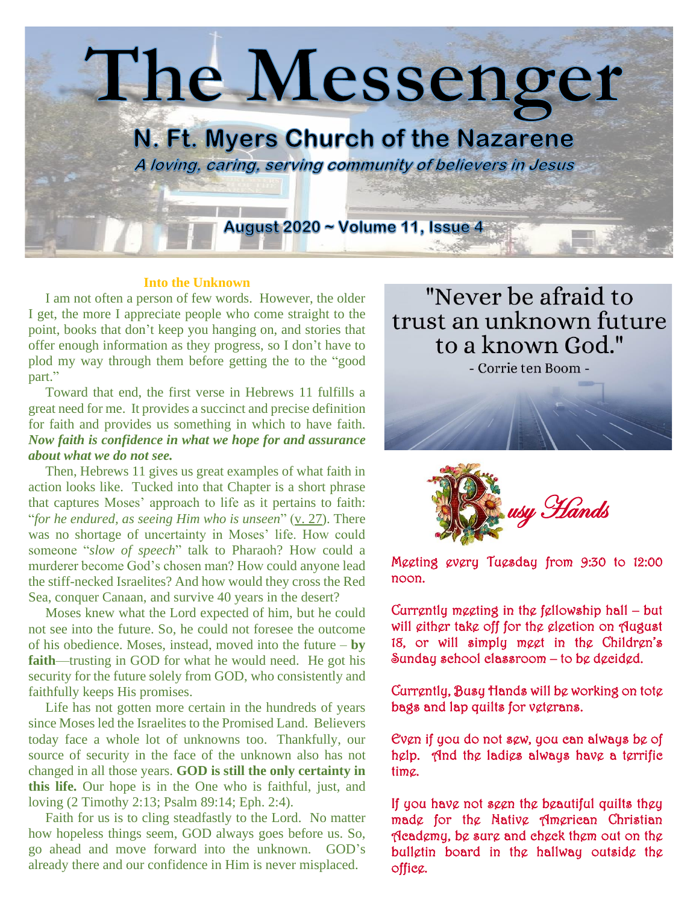# The Messenger

## N. Ft. Myers Church of the Nazarene

*A loving, caring, serving community of believers in Jesus*

**August 2020 ~ Volume 11, Issue 4**

### Into the Unknown

I am not often a person of few words. However, the older I get, the more I appreciate people who come straight to the point, books that don't keep you hanging on, and stories that offer enough information as they progress, so I don't have to plod my way through them before getting the to the "good part."

Toward that end, the first verse in Hebrews 11 fulfills a great need for me. It provides a succinct and precise definition for faith and provides us something in which to have faith. ***Now faith is confidence in what we hope for and assurance about what we do not see.***

Then, Hebrews 11 gives us great examples of what faith in action looks like. Tucked into that Chapter is a short phrase that captures Moses' approach to life as it pertains to faith: "*for he endured, as seeing Him who is unseen*" (v. 27). There was no shortage of uncertainty in Moses' life. How could someone "*slow of speech*" talk to Pharaoh? How could a murderer become God's chosen man? How could anyone lead the stiff-necked Israelites? And how would they cross the Red Sea, conquer Canaan, and survive 40 years in the desert?

Moses knew what the Lord expected of him, but he could not see into the future. So, he could not foresee the outcome of his obedience. Moses, instead, moved into the future – **by faith**—trusting in GOD for what he would need. He got his security for the future solely from GOD, who consistently and faithfully keeps His promises.

Life has not gotten more certain in the hundreds of years since Moses led the Israelites to the Promised Land. Believers today face a whole lot of unknowns too. Thankfully, our source of security in the face of the unknown also has not changed in all those years. **GOD is still the only certainty in this life.** Our hope is in the One who is faithful, just, and loving (2 Timothy 2:13; Psalm 89:14; Eph. 2:4).

Faith for us is to cling steadfastly to the Lord. No matter how hopeless things seem, GOD always goes before us. So, go ahead and move forward into the unknown. GOD's already there and our confidence in Him is never misplaced.

"Never be afraid to trust an unknown future to a known God."
- Corrie ten Boom -

### Busy Hands

Meeting every Tuesday from 9:30 to 12:00 noon.

Currently meeting in the fellowship hall – but will either take off for the election on August 18, or will simply meet in the Children's Sunday school classroom – to be decided.

Currently, Busy Hands will be working on tote bags and lap quilts for veterans.

Even if you do not sew, you can always be of help. And the ladies always have a terrific time.

If you have not seen the beautiful quilts they made for the Native American Christian Academy, be sure and check them out on the bulletin board in the hallway outside the office.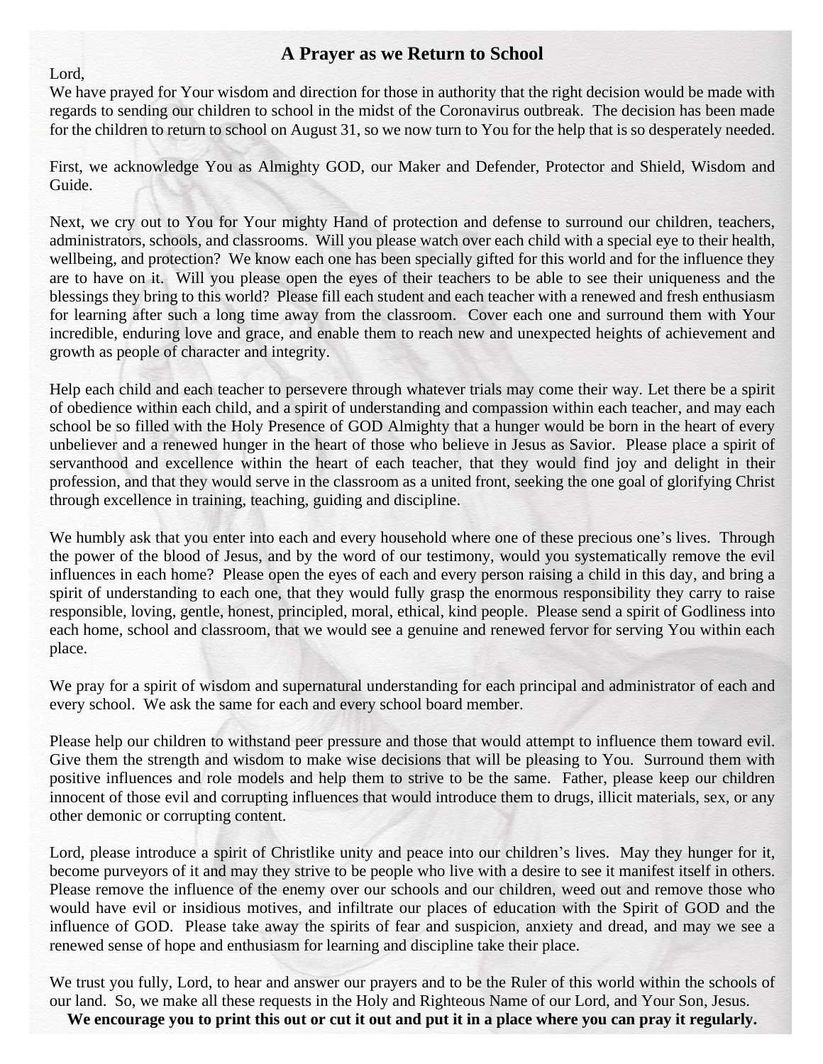# A Prayer as we Return to School

Lord,

We have prayed for Your wisdom and direction for those in authority that the right decision would be made with regards to sending our children to school in the midst of the Coronavirus outbreak. The decision has been made for the children to return to school on August 31, so we now turn to You for the help that is so desperately needed.

First, we acknowledge You as Almighty GOD, our Maker and Defender, Protector and Shield, Wisdom and Guide.

Next, we cry out to You for Your mighty Hand of protection and defense to surround our children, teachers, administrators, schools, and classrooms. Will you please watch over each child with a special eye to their health, wellbeing, and protection? We know each one has been specially gifted for this world and for the influence they are to have on it. Will you please open the eyes of their teachers to be able to see their uniqueness and the blessings they bring to this world? Please fill each student and each teacher with a renewed and fresh enthusiasm for learning after such a long time away from the classroom. Cover each one and surround them with Your incredible, enduring love and grace, and enable them to reach new and unexpected heights of achievement and growth as people of character and integrity.

Help each child and each teacher to persevere through whatever trials may come their way. Let there be a spirit of obedience within each child, and a spirit of understanding and compassion within each teacher, and may each school be so filled with the Holy Presence of GOD Almighty that a hunger would be born in the heart of every unbeliever and a renewed hunger in the heart of those who believe in Jesus as Savior. Please place a spirit of servanthood and excellence within the heart of each teacher, that they would find joy and delight in their profession, and that they would serve in the classroom as a united front, seeking the one goal of glorifying Christ through excellence in training, teaching, guiding and discipline.

We humbly ask that you enter into each and every household where one of these precious one's lives. Through the power of the blood of Jesus, and by the word of our testimony, would you systematically remove the evil influences in each home? Please open the eyes of each and every person raising a child in this day, and bring a spirit of understanding to each one, that they would fully grasp the enormous responsibility they carry to raise responsible, loving, gentle, honest, principled, moral, ethical, kind people. Please send a spirit of Godliness into each home, school and classroom, that we would see a genuine and renewed fervor for serving You within each place.

We pray for a spirit of wisdom and supernatural understanding for each principal and administrator of each and every school. We ask the same for each and every school board member.

Please help our children to withstand peer pressure and those that would attempt to influence them toward evil. Give them the strength and wisdom to make wise decisions that will be pleasing to You. Surround them with positive influences and role models and help them to strive to be the same. Father, please keep our children innocent of those evil and corrupting influences that would introduce them to drugs, illicit materials, sex, or any other demonic or corrupting content.

Lord, please introduce a spirit of Christlike unity and peace into our children's lives. May they hunger for it, become purveyors of it and may they strive to be people who live with a desire to see it manifest itself in others. Please remove the influence of the enemy over our schools and our children, weed out and remove those who would have evil or insidious motives, and infiltrate our places of education with the Spirit of GOD and the influence of GOD. Please take away the spirits of fear and suspicion, anxiety and dread, and may we see a renewed sense of hope and enthusiasm for learning and discipline take their place.

We trust you fully, Lord, to hear and answer our prayers and to be the Ruler of this world within the schools of our land. So, we make all these requests in the Holy and Righteous Name of our Lord, and Your Son, Jesus.

**We encourage you to print this out or cut it out and put it in a place where you can pray it regularly.**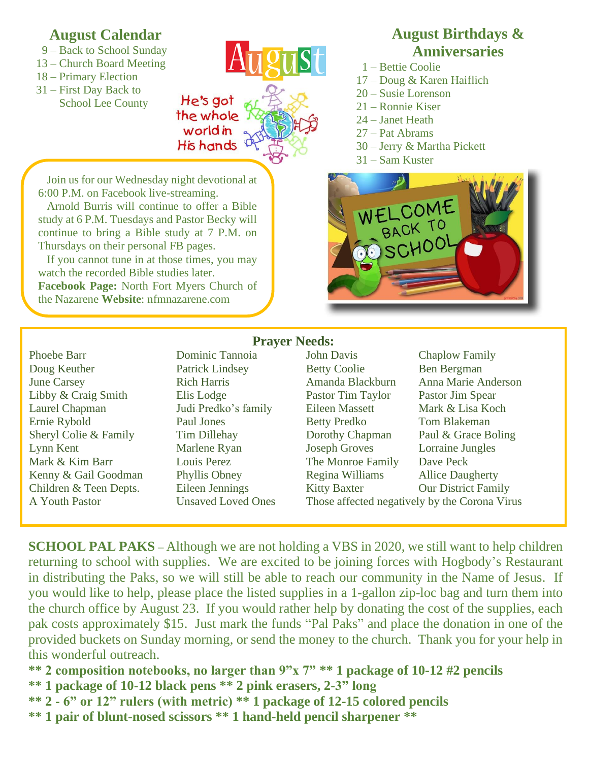## August Calendar

9 – Back to School Sunday
13 – Church Board Meeting
18 – Primary Election
31 – First Day Back to School Lee County

August

He's got the whole world in His hands

## August Birthdays & Anniversaries

1 – Bettie Coolie
17 – Doug & Karen Haifllich
20 – Susie Lorenson
21 – Ronnie Kiser
24 – Janet Heath
27 – Pat Abrams
30 – Jerry & Martha Pickett
31 – Sam Kuster

Join us for our Wednesday night devotional at 6:00 P.M. on Facebook live-streaming.

Arnold Burris will continue to offer a Bible study at 6 P.M. Tuesdays and Pastor Becky will continue to bring a Bible study at 7 P.M. on Thursdays on their personal FB pages.

If you cannot tune in at those times, you may watch the recorded Bible studies later.

**Facebook Page:** North Fort Myers Church of the Nazarene **Website**: nfmnazarene.com

WELCOME BACK TO SCHOOL

## Prayer Needs:

Phoebe Barr
Doug Keuther
June Carsey
Libby & Craig Smith
Laurel Chapman
Ernie Rybold
Sheryl Colie & Family
Lynn Kent
Mark & Kim Barr
Kenny & Gail Goodman
Children & Teen Depts.
A Youth Pastor
Dominic Tannoia
Patrick Lindsey
Rich Harris
Elis Lodge
Judi Predko's family
Paul Jones
Tim Dillehay
Marlene Ryan
Louis Perez
Phyllis Obney
Eileen Jennings
Unsaved Loved Ones
John Davis
Betty Coolie
Amanda Blackburn
Pastor Tim Taylor
Eileen Massett
Betty Predko
Dorothy Chapman
Joseph Groves
The Monroe Family
Regina Williams
Kitty Baxter
Chaplow Family
Ben Bergman
Anna Marie Anderson
Pastor Jim Spear
Mark & Lisa Koch
Tom Blakeman
Paul & Grace Boling
Lorraine Jungles
Dave Peck
Allice Daugherty
Our District Family
Those affected negatively by the Corona Virus

**SCHOOL PAL PAKS** – Although we are not holding a VBS in 2020, we still want to help children returning to school with supplies. We are excited to be joining forces with Hogbody's Restaurant in distributing the Paks, so we will still be able to reach our community in the Name of Jesus. If you would like to help, please place the listed supplies in a 1-gallon zip-loc bag and turn them into the church office by August 23. If you would rather help by donating the cost of the supplies, each pak costs approximately $15. Just mark the funds "Pal Paks" and place the donation in one of the provided buckets on Sunday morning, or send the money to the church. Thank you for your help in this wonderful outreach.

**** 2 composition notebooks, no larger than 9"x 7" ** 1 package of 10-12 #2 pencils**
**** 1 package of 10-12 black pens ** 2 pink erasers, 2-3" long**
**** 2 - 6" or 12" rulers (with metric) ** 1 package of 12-15 colored pencils**
**** 1 pair of blunt-nosed scissors ** 1 hand-held pencil sharpener ****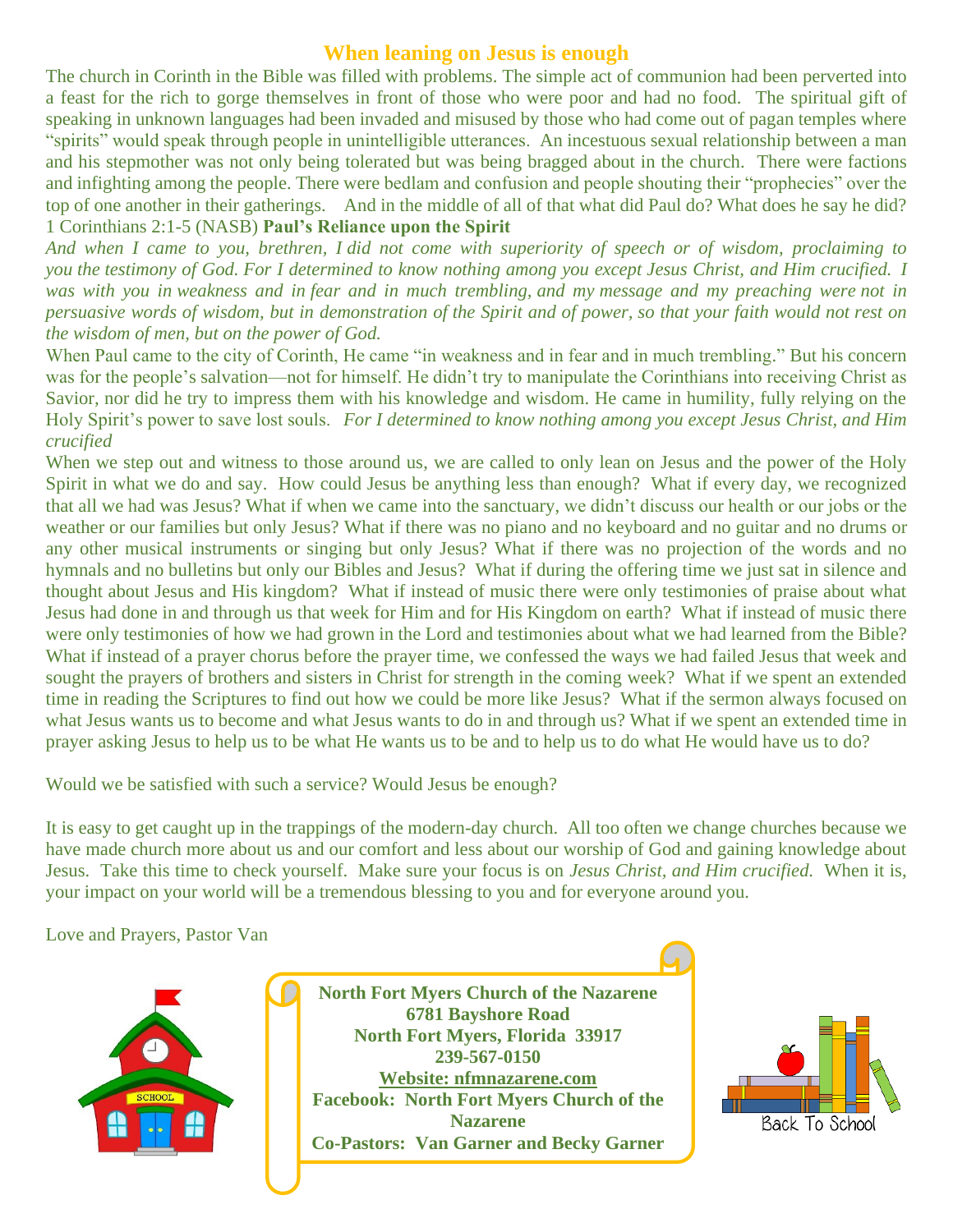## When leaning on Jesus is enough

The church in Corinth in the Bible was filled with problems. The simple act of communion had been perverted into a feast for the rich to gorge themselves in front of those who were poor and had no food. The spiritual gift of speaking in unknown languages had been invaded and misused by those who had come out of pagan temples where "spirits" would speak through people in unintelligible utterances. An incestuous sexual relationship between a man and his stepmother was not only being tolerated but was being bragged about in the church. There were factions and infighting among the people. There were bedlam and confusion and people shouting their "prophecies" over the top of one another in their gatherings. And in the middle of all of that what did Paul do? What does he say he did?

1 Corinthians 2:1-5 (NASB) **Paul's Reliance upon the Spirit**

*And when I came to you, brethren, I did not come with superiority of speech or of wisdom, proclaiming to you the testimony of God. For I determined to know nothing among you except Jesus Christ, and Him crucified. I was with you in weakness and in fear and in much trembling, and my message and my preaching were not in persuasive words of wisdom, but in demonstration of the Spirit and of power, so that your faith would not rest on the wisdom of men, but on the power of God.*

When Paul came to the city of Corinth, He came "in weakness and in fear and in much trembling." But his concern was for the people's salvation—not for himself. He didn't try to manipulate the Corinthians into receiving Christ as Savior, nor did he try to impress them with his knowledge and wisdom. He came in humility, fully relying on the Holy Spirit's power to save lost souls. *For I determined to know nothing among you except Jesus Christ, and Him crucified*

When we step out and witness to those around us, we are called to only lean on Jesus and the power of the Holy Spirit in what we do and say. How could Jesus be anything less than enough? What if every day, we recognized that all we had was Jesus? What if when we came into the sanctuary, we didn't discuss our health or our jobs or the weather or our families but only Jesus? What if there was no piano and no keyboard and no guitar and no drums or any other musical instruments or singing but only Jesus? What if there was no projection of the words and no hymnals and no bulletins but only our Bibles and Jesus? What if during the offering time we just sat in silence and thought about Jesus and His kingdom? What if instead of music there were only testimonies of praise about what Jesus had done in and through us that week for Him and for His Kingdom on earth? What if instead of music there were only testimonies of how we had grown in the Lord and testimonies about what we had learned from the Bible? What if instead of a prayer chorus before the prayer time, we confessed the ways we had failed Jesus that week and sought the prayers of brothers and sisters in Christ for strength in the coming week? What if we spent an extended time in reading the Scriptures to find out how we could be more like Jesus? What if the sermon always focused on what Jesus wants us to become and what Jesus wants to do in and through us? What if we spent an extended time in prayer asking Jesus to help us to be what He wants us to be and to help us to do what He would have us to do?

Would we be satisfied with such a service? Would Jesus be enough?

It is easy to get caught up in the trappings of the modern-day church. All too often we change churches because we have made church more about us and our comfort and less about our worship of God and gaining knowledge about Jesus. Take this time to check yourself. Make sure your focus is on *Jesus Christ, and Him crucified.* When it is, your impact on your world will be a tremendous blessing to you and for everyone around you.

Love and Prayers, Pastor Van

**North Fort Myers Church of the Nazarene**
**6781 Bayshore Road**
**North Fort Myers, Florida 33917**
**239-567-0150**
**Website: nfmnazarene.com**
**Facebook: North Fort Myers Church of the Nazarene**
**Co-Pastors: Van Garner and Becky Garner**

SCHOOL

Back To School